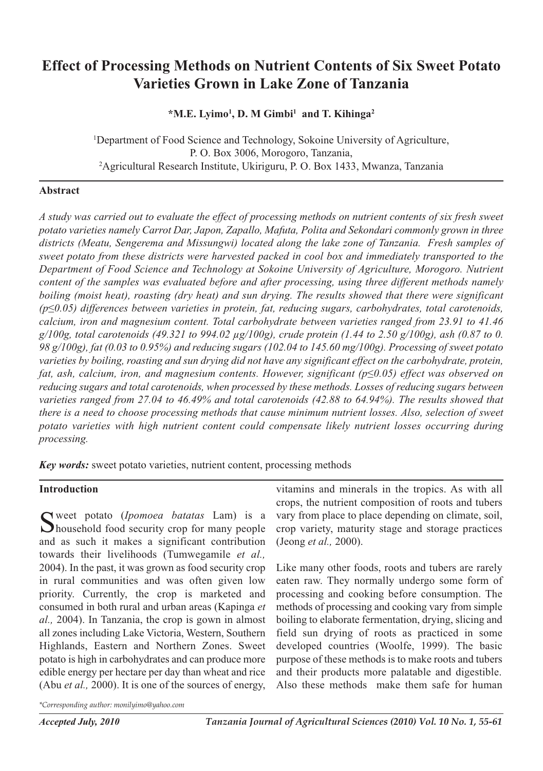# Effect of Processing Methods on Nutrient Contents of Six Sweet Potato Varieties Grown in Lake Zone of Tanzania

**\*M.E. Lyimo[1], D. M Gimbi[1] and T. Kihinga[2]**

[1]Department of Food Science and Technology, Sokoine University of Agriculture, P. O. Box 3006, Morogoro, Tanzania,
[2]Agricultural Research Institute, Ukiriguru, P. O. Box 1433, Mwanza, Tanzania

### Abstract

*A study was carried out to evaluate the effect of processing methods on nutrient contents of six fresh sweet potato varieties namely Carrot Dar, Japon, Zapallo, Mafuta, Polita and Sekondari commonly grown in three districts (Meatu, Sengerema and Missungwi) located along the lake zone of Tanzania. Fresh samples of sweet potato from these districts were harvested packed in cool box and immediately transported to the Department of Food Science and Technology at Sokoine University of Agriculture, Morogoro. Nutrient content of the samples was evaluated before and after processing, using three different methods namely boiling (moist heat), roasting (dry heat) and sun drying. The results showed that there were significant ($p \leq 0.05$) differences between varieties in protein, fat, reducing sugars, carbohydrates, total carotenoids, calcium, iron and magnesium content. Total carbohydrate between varieties ranged from 23.91 to 41.46 g/100g, total carotenoids (49.321 to 994.02 µg/100g), crude protein (1.44 to 2.50 g/100g), ash (0.87 to 0. 98 g/100g), fat (0.03 to 0.95%) and reducing sugars (102.04 to 145.60 mg/100g). Processing of sweet potato varieties by boiling, roasting and sun drying did not have any significant effect on the carbohydrate, protein, fat, ash, calcium, iron, and magnesium contents. However, significant ($p \leq 0.05$) effect was observed on reducing sugars and total carotenoids, when processed by these methods. Losses of reducing sugars between varieties ranged from 27.04 to 46.49% and total carotenoids (42.88 to 64.94%). The results showed that there is a need to choose processing methods that cause minimum nutrient losses. Also, selection of sweet potato varieties with high nutrient content could compensate likely nutrient losses occurring during processing.*

***Key words:*** sweet potato varieties, nutrient content, processing methods

### Introduction

Sweet potato (*Ipomoea batatas* Lam) is a household food security crop for many people and as such it makes a significant contribution towards their livelihoods (Tumwegamile *et al.,* 2004). In the past, it was grown as food security crop in rural communities and was often given low priority. Currently, the crop is marketed and consumed in both rural and urban areas (Kapinga *et al.,* 2004). In Tanzania, the crop is gown in almost all zones including Lake Victoria, Western, Southern Highlands, Eastern and Northern Zones. Sweet potato is high in carbohydrates and can produce more edible energy per hectare per day than wheat and rice (Abu *et al.,* 2000). It is one of the sources of energy, vitamins and minerals in the tropics. As with all crops, the nutrient composition of roots and tubers vary from place to place depending on climate, soil, crop variety, maturity stage and storage practices (Jeong *et al.,* 2000).

Like many other foods, roots and tubers are rarely eaten raw. They normally undergo some form of processing and cooking before consumption. The methods of processing and cooking vary from simple boiling to elaborate fermentation, drying, slicing and field sun drying of roots as practiced in some developed countries (Woolfe, 1999). The basic purpose of these methods is to make roots and tubers and their products more palatable and digestible. Also these methods make them safe for human

*\*Corresponding author: monilyimo@yahoo.com*

*Accepted July, 2010*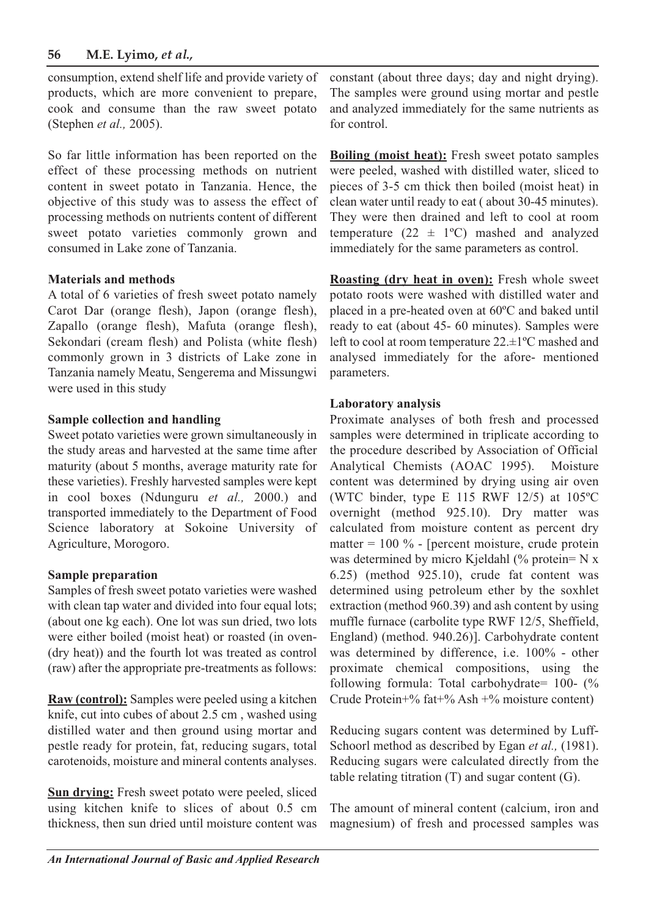consumption, extend shelf life and provide variety of products, which are more convenient to prepare, cook and consume than the raw sweet potato (Stephen *et al.,* 2005).

So far little information has been reported on the effect of these processing methods on nutrient content in sweet potato in Tanzania. Hence, the objective of this study was to assess the effect of processing methods on nutrients content of different sweet potato varieties commonly grown and consumed in Lake zone of Tanzania.

## Materials and methods

A total of 6 varieties of fresh sweet potato namely Carot Dar (orange flesh), Japon (orange flesh), Zapallo (orange flesh), Mafuta (orange flesh), Sekondari (cream flesh) and Polista (white flesh) commonly grown in 3 districts of Lake zone in Tanzania namely Meatu, Sengerema and Missungwi were used in this study

### Sample collection and handling

Sweet potato varieties were grown simultaneously in the study areas and harvested at the same time after maturity (about 5 months, average maturity rate for these varieties). Freshly harvested samples were kept in cool boxes (Ndunguru *et al.,* 2000.) and transported immediately to the Department of Food Science laboratory at Sokoine University of Agriculture, Morogoro.

### Sample preparation

Samples of fresh sweet potato varieties were washed with clean tap water and divided into four equal lots; (about one kg each). One lot was sun dried, two lots were either boiled (moist heat) or roasted (in oven- (dry heat)) and the fourth lot was treated as control (raw) after the appropriate pre-treatments as follows:

**Raw (control):** Samples were peeled using a kitchen knife, cut into cubes of about 2.5 cm , washed using distilled water and then ground using mortar and pestle ready for protein, fat, reducing sugars, total carotenoids, moisture and mineral contents analyses.

**Sun drying:** Fresh sweet potato were peeled, sliced using kitchen knife to slices of about 0.5 cm thickness, then sun dried until moisture content was constant (about three days; day and night drying). The samples were ground using mortar and pestle and analyzed immediately for the same nutrients as for control.

**Boiling (moist heat):** Fresh sweet potato samples were peeled, washed with distilled water, sliced to pieces of 3-5 cm thick then boiled (moist heat) in clean water until ready to eat ( about 30-45 minutes). They were then drained and left to cool at room temperature (22 ± 1ºC) mashed and analyzed immediately for the same parameters as control.

**Roasting (dry heat in oven):** Fresh whole sweet potato roots were washed with distilled water and placed in a pre-heated oven at 60ºC and baked until ready to eat (about 45- 60 minutes). Samples were left to cool at room temperature 22.±1ºC mashed and analysed immediately for the afore- mentioned parameters.

### Laboratory analysis

Proximate analyses of both fresh and processed samples were determined in triplicate according to the procedure described by Association of Official Analytical Chemists (AOAC 1995). Moisture content was determined by drying using air oven (WTC binder, type E 115 RWF 12/5) at 105ºC overnight (method 925.10). Dry matter was calculated from moisture content as percent dry matter = 100 % - [percent moisture, crude protein was determined by micro Kjeldahl (% protein= N x 6.25) (method 925.10), crude fat content was determined using petroleum ether by the soxhlet extraction (method 960.39) and ash content by using muffle furnace (carbolite type RWF 12/5, Sheffield, England) (method. 940.26)]. Carbohydrate content was determined by difference, i.e. 100% - other proximate chemical compositions, using the following formula: Total carbohydrate= 100- (% Crude Protein+% fat+% Ash +% moisture content)

Reducing sugars content was determined by Luff-Schoorl method as described by Egan *et al.,* (1981). Reducing sugars were calculated directly from the table relating titration (T) and sugar content (G).

The amount of mineral content (calcium, iron and magnesium) of fresh and processed samples was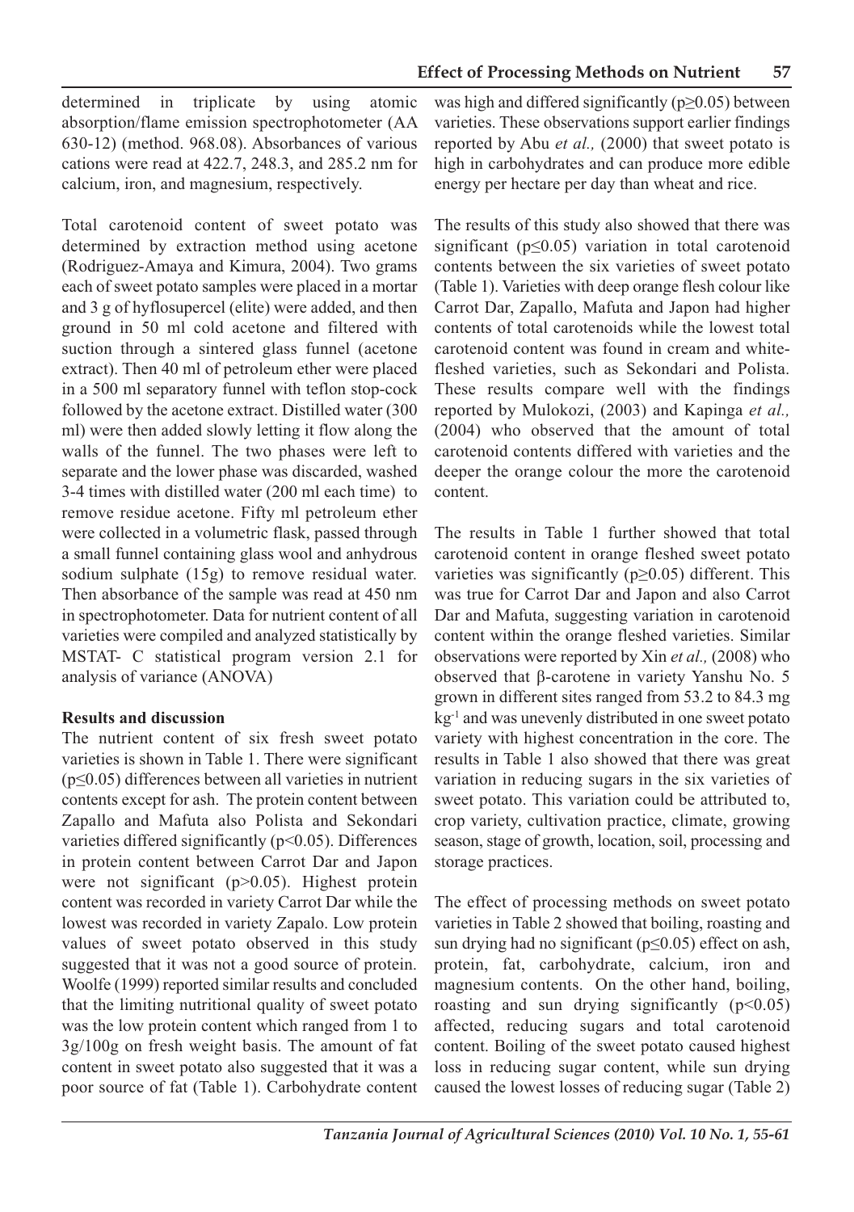determined in triplicate by using atomic absorption/flame emission spectrophotometer (AA 630-12) (method. 968.08). Absorbances of various cations were read at 422.7, 248.3, and 285.2 nm for calcium, iron, and magnesium, respectively.

Total carotenoid content of sweet potato was determined by extraction method using acetone (Rodriguez-Amaya and Kimura, 2004). Two grams each of sweet potato samples were placed in a mortar and 3 g of hyflosupercel (elite) were added, and then ground in 50 ml cold acetone and filtered with suction through a sintered glass funnel (acetone extract). Then 40 ml of petroleum ether were placed in a 500 ml separatory funnel with teflon stop-cock followed by the acetone extract. Distilled water (300 ml) were then added slowly letting it flow along the walls of the funnel. The two phases were left to separate and the lower phase was discarded, washed 3-4 times with distilled water (200 ml each time) to remove residue acetone. Fifty ml petroleum ether were collected in a volumetric flask, passed through a small funnel containing glass wool and anhydrous sodium sulphate (15g) to remove residual water. Then absorbance of the sample was read at 450 nm in spectrophotometer. Data for nutrient content of all varieties were compiled and analyzed statistically by MSTAT- C statistical program version 2.1 for analysis of variance (ANOVA)

**Results and discussion**

The nutrient content of six fresh sweet potato varieties is shown in Table 1. There were significant ($p \leq 0.05$) differences between all varieties in nutrient contents except for ash. The protein content between Zapallo and Mafuta also Polista and Sekondari varieties differed significantly ($p<0.05$). Differences in protein content between Carrot Dar and Japon were not significant ($p>0.05$). Highest protein content was recorded in variety Carrot Dar while the lowest was recorded in variety Zapalo. Low protein values of sweet potato observed in this study suggested that it was not a good source of protein. Woolfe (1999) reported similar results and concluded that the limiting nutritional quality of sweet potato was the low protein content which ranged from 1 to 3g/100g on fresh weight basis. The amount of fat content in sweet potato also suggested that it was a poor source of fat (Table 1). Carbohydrate content was high and differed significantly ($p \geq 0.05$) between varieties. These observations support earlier findings reported by Abu *et al.,* (2000) that sweet potato is high in carbohydrates and can produce more edible energy per hectare per day than wheat and rice.

The results of this study also showed that there was significant ($p \leq 0.05$) variation in total carotenoid contents between the six varieties of sweet potato (Table 1). Varieties with deep orange flesh colour like Carrot Dar, Zapallo, Mafuta and Japon had higher contents of total carotenoids while the lowest total carotenoid content was found in cream and white-fleshed varieties, such as Sekondari and Polista. These results compare well with the findings reported by Mulokozi, (2003) and Kapinga *et al.,* (2004) who observed that the amount of total carotenoid contents differed with varieties and the deeper the orange colour the more the carotenoid content.

The results in Table 1 further showed that total carotenoid content in orange fleshed sweet potato varieties was significantly ($p \geq 0.05$) different. This was true for Carrot Dar and Japon and also Carrot Dar and Mafuta, suggesting variation in carotenoid content within the orange fleshed varieties. Similar observations were reported by Xin *et al.,* (2008) who observed that β-carotene in variety Yanshu No. 5 grown in different sites ranged from 53.2 to 84.3 mg $kg^{-1}$ and was unevenly distributed in one sweet potato variety with highest concentration in the core. The results in Table 1 also showed that there was great variation in reducing sugars in the six varieties of sweet potato. This variation could be attributed to, crop variety, cultivation practice, climate, growing season, stage of growth, location, soil, processing and storage practices.

The effect of processing methods on sweet potato varieties in Table 2 showed that boiling, roasting and sun drying had no significant ($p \leq 0.05$) effect on ash, protein, fat, carbohydrate, calcium, iron and magnesium contents. On the other hand, boiling, roasting and sun drying significantly ($p<0.05$) affected, reducing sugars and total carotenoid content. Boiling of the sweet potato caused highest loss in reducing sugar content, while sun drying caused the lowest losses of reducing sugar (Table 2)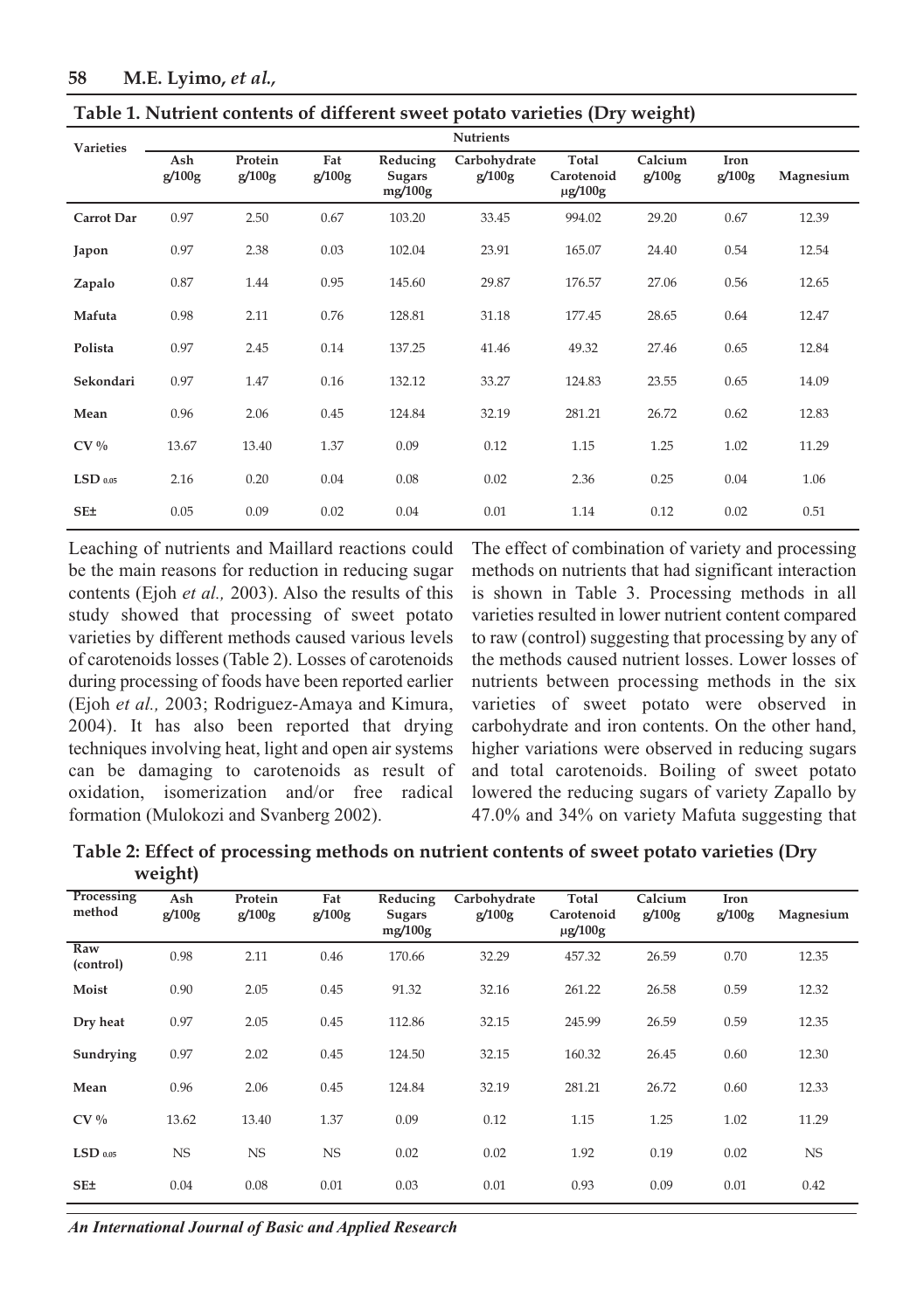**Table 1. Nutrient contents of different sweet potato varieties (Dry weight)**

| Varieties | Nutrients | | | | | | | | |
|---|---|---|---|---|---|---|---|---|---|
| | Ash g/100g | Protein g/100g | Fat g/100g | Reducing Sugars mg/100g | Carbohydrate g/100g | Total Carotenoid µg/100g | Calcium g/100g | Iron g/100g | Magnesium |
| **Carrot Dar** | 0.97 | 2.50 | 0.67 | 103.20 | 33.45 | 994.02 | 29.20 | 0.67 | 12.39 |
| **Japon** | 0.97 | 2.38 | 0.03 | 102.04 | 23.91 | 165.07 | 24.40 | 0.54 | 12.54 |
| **Zapalo** | 0.87 | 1.44 | 0.95 | 145.60 | 29.87 | 176.57 | 27.06 | 0.56 | 12.65 |
| **Mafuta** | 0.98 | 2.11 | 0.76 | 128.81 | 31.18 | 177.45 | 28.65 | 0.64 | 12.47 |
| **Polista** | 0.97 | 2.45 | 0.14 | 137.25 | 41.46 | 49.32 | 27.46 | 0.65 | 12.84 |
| **Sekondari** | 0.97 | 1.47 | 0.16 | 132.12 | 33.27 | 124.83 | 23.55 | 0.65 | 14.09 |
| **Mean** | 0.96 | 2.06 | 0.45 | 124.84 | 32.19 | 281.21 | 26.72 | 0.62 | 12.83 |
| **CV %** | 13.67 | 13.40 | 1.37 | 0.09 | 0.12 | 1.15 | 1.25 | 1.02 | 11.29 |
| **$LSD_{0.05}$** | 2.16 | 0.20 | 0.04 | 0.08 | 0.02 | 2.36 | 0.25 | 0.04 | 1.06 |
| **SE±** | 0.05 | 0.09 | 0.02 | 0.04 | 0.01 | 1.14 | 0.12 | 0.02 | 0.51 |

Leaching of nutrients and Maillard reactions could be the main reasons for reduction in reducing sugar contents (Ejoh *et al.,* 2003). Also the results of this study showed that processing of sweet potato varieties by different methods caused various levels of carotenoids losses (Table 2). Losses of carotenoids during processing of foods have been reported earlier (Ejoh *et al.,* 2003; Rodriguez-Amaya and Kimura, 2004). It has also been reported that drying techniques involving heat, light and open air systems can be damaging to carotenoids as result of oxidation, isomerization and/or free radical formation (Mulokozi and Svanberg 2002).

The effect of combination of variety and processing methods on nutrients that had significant interaction is shown in Table 3. Processing methods in all varieties resulted in lower nutrient content compared to raw (control) suggesting that processing by any of the methods caused nutrient losses. Lower losses of nutrients between processing methods in the six varieties of sweet potato were observed in carbohydrate and iron contents. On the other hand, higher variations were observed in reducing sugars and total carotenoids. Boiling of sweet potato lowered the reducing sugars of variety Zapallo by 47.0% and 34% on variety Mafuta suggesting that

**Table 2: Effect of processing methods on nutrient contents of sweet potato varieties (Dry weight)**

| Processing method | Ash g/100g | Protein g/100g | Fat g/100g | Reducing Sugars mg/100g | Carbohydrate g/100g | Total Carotenoid µg/100g | Calcium g/100g | Iron g/100g | Magnesium |
|---|---|---|---|---|---|---|---|---|---|
| **Raw (control)** | 0.98 | 2.11 | 0.46 | 170.66 | 32.29 | 457.32 | 26.59 | 0.70 | 12.35 |
| **Moist** | 0.90 | 2.05 | 0.45 | 91.32 | 32.16 | 261.22 | 26.58 | 0.59 | 12.32 |
| **Dry heat** | 0.97 | 2.05 | 0.45 | 112.86 | 32.15 | 245.99 | 26.59 | 0.59 | 12.35 |
| **Sundrying** | 0.97 | 2.02 | 0.45 | 124.50 | 32.15 | 160.32 | 26.45 | 0.60 | 12.30 |
| **Mean** | 0.96 | 2.06 | 0.45 | 124.84 | 32.19 | 281.21 | 26.72 | 0.60 | 12.33 |
| **CV %** | 13.62 | 13.40 | 1.37 | 0.09 | 0.12 | 1.15 | 1.25 | 1.02 | 11.29 |
| **$LSD_{0.05}$** | NS | NS | NS | 0.02 | 0.02 | 1.92 | 0.19 | 0.02 | NS |
| **SE±** | 0.04 | 0.08 | 0.01 | 0.03 | 0.01 | 0.93 | 0.09 | 0.01 | 0.42 |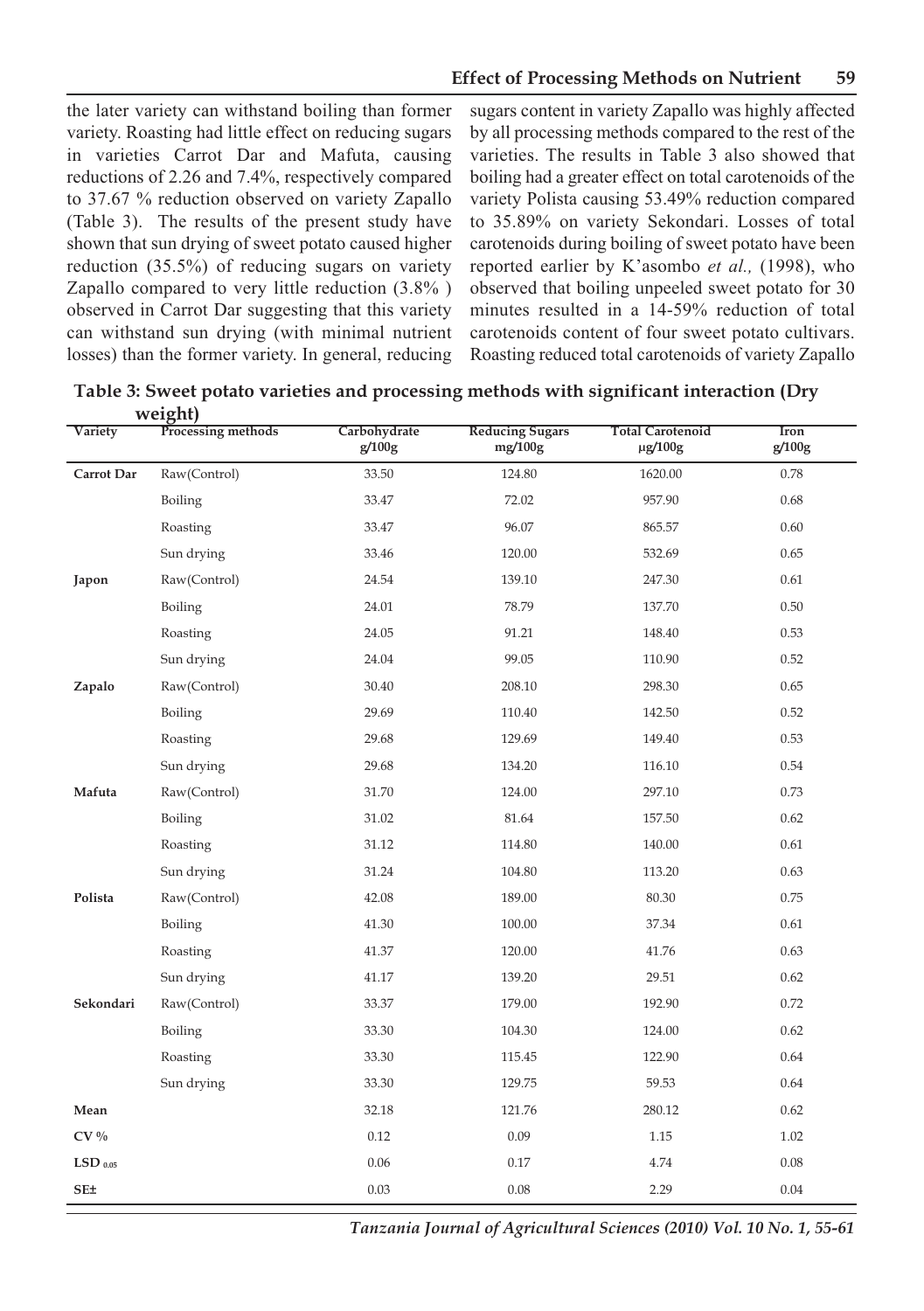the later variety can withstand boiling than former variety. Roasting had little effect on reducing sugars in varieties Carrot Dar and Mafuta, causing reductions of 2.26 and 7.4%, respectively compared to 37.67 % reduction observed on variety Zapallo (Table 3). The results of the present study have shown that sun drying of sweet potato caused higher reduction (35.5%) of reducing sugars on variety Zapallo compared to very little reduction (3.8% ) observed in Carrot Dar suggesting that this variety can withstand sun drying (with minimal nutrient losses) than the former variety. In general, reducing sugars content in variety Zapallo was highly affected by all processing methods compared to the rest of the varieties. The results in Table 3 also showed that boiling had a greater effect on total carotenoids of the variety Polista causing 53.49% reduction compared to 35.89% on variety Sekondari. Losses of total carotenoids during boiling of sweet potato have been reported earlier by K'asombo *et al.,* (1998), who observed that boiling unpeeled sweet potato for 30 minutes resulted in a 14-59% reduction of total carotenoids content of four sweet potato cultivars. Roasting reduced total carotenoids of variety Zapallo

**Table 3: Sweet potato varieties and processing methods with significant interaction (Dry weight)**

| Variety | Processing methods | Carbohydrate g/100g | Reducing Sugars mg/100g | Total Carotenoid μg/100g | Iron g/100g |
|---|---|---|---|---|---|
| **Carrot Dar** | Raw(Control) | 33.50 | 124.80 | 1620.00 | 0.78 |
| | Boiling | 33.47 | 72.02 | 957.90 | 0.68 |
| | Roasting | 33.47 | 96.07 | 865.57 | 0.60 |
| | Sun drying | 33.46 | 120.00 | 532.69 | 0.65 |
| **Japon** | Raw(Control) | 24.54 | 139.10 | 247.30 | 0.61 |
| | Boiling | 24.01 | 78.79 | 137.70 | 0.50 |
| | Roasting | 24.05 | 91.21 | 148.40 | 0.53 |
| | Sun drying | 24.04 | 99.05 | 110.90 | 0.52 |
| **Zapalo** | Raw(Control) | 30.40 | 208.10 | 298.30 | 0.65 |
| | Boiling | 29.69 | 110.40 | 142.50 | 0.52 |
| | Roasting | 29.68 | 129.69 | 149.40 | 0.53 |
| | Sun drying | 29.68 | 134.20 | 116.10 | 0.54 |
| **Mafuta** | Raw(Control) | 31.70 | 124.00 | 297.10 | 0.73 |
| | Boiling | 31.02 | 81.64 | 157.50 | 0.62 |
| | Roasting | 31.12 | 114.80 | 140.00 | 0.61 |
| | Sun drying | 31.24 | 104.80 | 113.20 | 0.63 |
| **Polista** | Raw(Control) | 42.08 | 189.00 | 80.30 | 0.75 |
| | Boiling | 41.30 | 100.00 | 37.34 | 0.61 |
| | Roasting | 41.37 | 120.00 | 41.76 | 0.63 |
| | Sun drying | 41.17 | 139.20 | 29.51 | 0.62 |
| **Sekondari** | Raw(Control) | 33.37 | 179.00 | 192.90 | 0.72 |
| | Boiling | 33.30 | 104.30 | 124.00 | 0.62 |
| | Roasting | 33.30 | 115.45 | 122.90 | 0.64 |
| | Sun drying | 33.30 | 129.75 | 59.53 | 0.64 |
| **Mean** | | 32.18 | 121.76 | 280.12 | 0.62 |
| **CV %** | | 0.12 | 0.09 | 1.15 | 1.02 |
| **$LSD_{0.05}$** | | 0.06 | 0.17 | 4.74 | 0.08 |
| **SE±** | | 0.03 | 0.08 | 2.29 | 0.04 |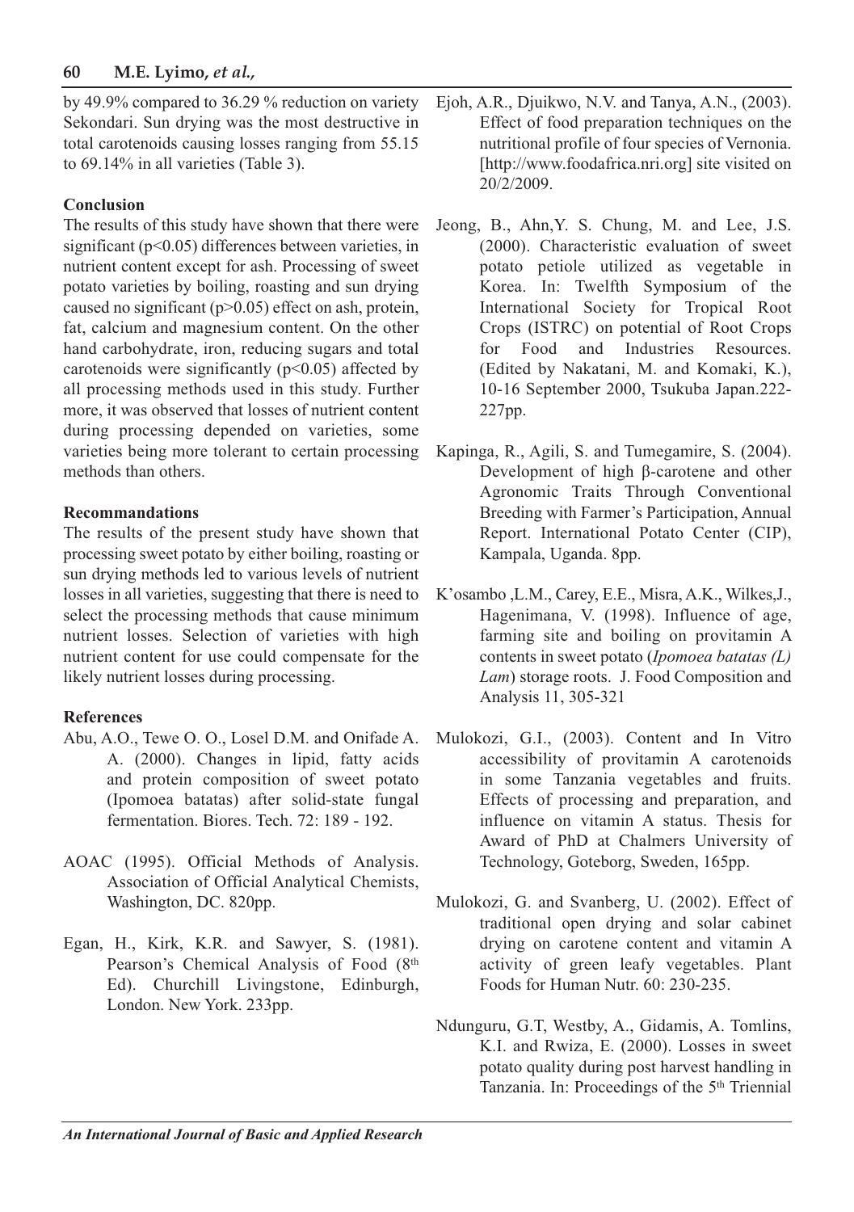by 49.9% compared to 36.29 % reduction on variety Sekondari. Sun drying was the most destructive in total carotenoids causing losses ranging from 55.15 to 69.14% in all varieties (Table 3).

## Conclusion

The results of this study have shown that there were significant ($p<0.05$) differences between varieties, in nutrient content except for ash. Processing of sweet potato varieties by boiling, roasting and sun drying caused no significant ($p>0.05$) effect on ash, protein, fat, calcium and magnesium content. On the other hand carbohydrate, iron, reducing sugars and total carotenoids were significantly ($p<0.05$) affected by all processing methods used in this study. Further more, it was observed that losses of nutrient content during processing depended on varieties, some varieties being more tolerant to certain processing methods than others.

## Recommandations

The results of the present study have shown that processing sweet potato by either boiling, roasting or sun drying methods led to various levels of nutrient losses in all varieties, suggesting that there is need to select the processing methods that cause minimum nutrient losses. Selection of varieties with high nutrient content for use could compensate for the likely nutrient losses during processing.

## References

Abu, A.O., Tewe O. O., Losel D.M. and Onifade A. A. (2000). Changes in lipid, fatty acids and protein composition of sweet potato (Ipomoea batatas) after solid-state fungal fermentation. Biores. Tech. 72: 189 - 192.

AOAC (1995). Official Methods of Analysis. Association of Official Analytical Chemists, Washington, DC. 820pp.

Egan, H., Kirk, K.R. and Sawyer, S. (1981). Pearson's Chemical Analysis of Food (8th Ed). Churchill Livingstone, Edinburgh, London. New York. 233pp.

Ejoh, A.R., Djuikwo, N.V. and Tanya, A.N., (2003). Effect of food preparation techniques on the nutritional profile of four species of Vernonia. [http://www.foodafrica.nri.org] site visited on 20/2/2009.

Jeong, B., Ahn,Y. S. Chung, M. and Lee, J.S. (2000). Characteristic evaluation of sweet potato petiole utilized as vegetable in Korea. In: Twelfth Symposium of the International Society for Tropical Root Crops (ISTRC) on potential of Root Crops for Food and Industries Resources. (Edited by Nakatani, M. and Komaki, K.), 10-16 September 2000, Tsukuba Japan.222-227pp.

Kapinga, R., Agili, S. and Tumegamire, S. (2004). Development of high β-carotene and other Agronomic Traits Through Conventional Breeding with Farmer's Participation, Annual Report. International Potato Center (CIP), Kampala, Uganda. 8pp.

K'osambo ,L.M., Carey, E.E., Misra, A.K., Wilkes,J., Hagenimana, V. (1998). Influence of age, farming site and boiling on provitamin A contents in sweet potato (*Ipomoea batatas (L) Lam*) storage roots. J. Food Composition and Analysis 11, 305-321

Mulokozi, G.I., (2003). Content and In Vitro accessibility of provitamin A carotenoids in some Tanzania vegetables and fruits. Effects of processing and preparation, and influence on vitamin A status. Thesis for Award of PhD at Chalmers University of Technology, Goteborg, Sweden, 165pp.

Mulokozi, G. and Svanberg, U. (2002). Effect of traditional open drying and solar cabinet drying on carotene content and vitamin A activity of green leafy vegetables. Plant Foods for Human Nutr. 60: 230-235.

Ndunguru, G.T, Westby, A., Gidamis, A. Tomlins, K.I. and Rwiza, E. (2000). Losses in sweet potato quality during post harvest handling in Tanzania. In: Proceedings of the 5th Triennial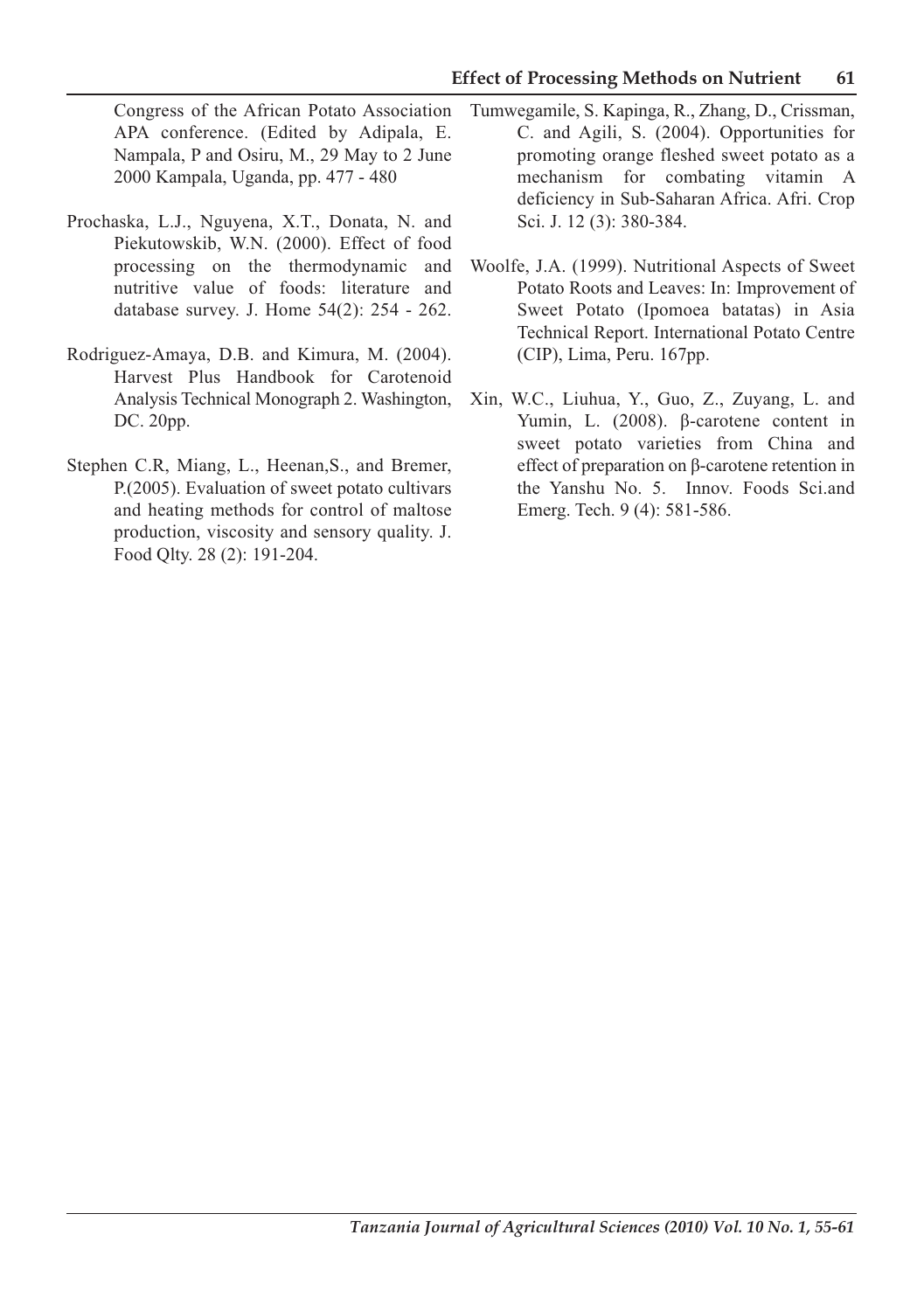Congress of the African Potato Association APA conference. (Edited by Adipala, E. Nampala, P and Osiru, M., 29 May to 2 June 2000 Kampala, Uganda, pp. 477 - 480

Prochaska, L.J., Nguyena, X.T., Donata, N. and Piekutowskib, W.N. (2000). Effect of food processing on the thermodynamic and nutritive value of foods: literature and database survey. J. Home 54(2): 254 - 262.

Rodriguez-Amaya, D.B. and Kimura, M. (2004). Harvest Plus Handbook for Carotenoid Analysis Technical Monograph 2. Washington, DC. 20pp.

Stephen C.R, Miang, L., Heenan,S., and Bremer, P.(2005). Evaluation of sweet potato cultivars and heating methods for control of maltose production, viscosity and sensory quality. J. Food Qlty. 28 (2): 191-204.

Tumwegamile, S. Kapinga, R., Zhang, D., Crissman, C. and Agili, S. (2004). Opportunities for promoting orange fleshed sweet potato as a mechanism for combating vitamin A deficiency in Sub-Saharan Africa. Afri. Crop Sci. J. 12 (3): 380-384.

Woolfe, J.A. (1999). Nutritional Aspects of Sweet Potato Roots and Leaves: In: Improvement of Sweet Potato (Ipomoea batatas) in Asia Technical Report. International Potato Centre (CIP), Lima, Peru. 167pp.

Xin, W.C., Liuhua, Y., Guo, Z., Zuyang, L. and Yumin, L. (2008). β-carotene content in sweet potato varieties from China and effect of preparation on β-carotene retention in the Yanshu No. 5. Innov. Foods Sci.and Emerg. Tech. 9 (4): 581-586.